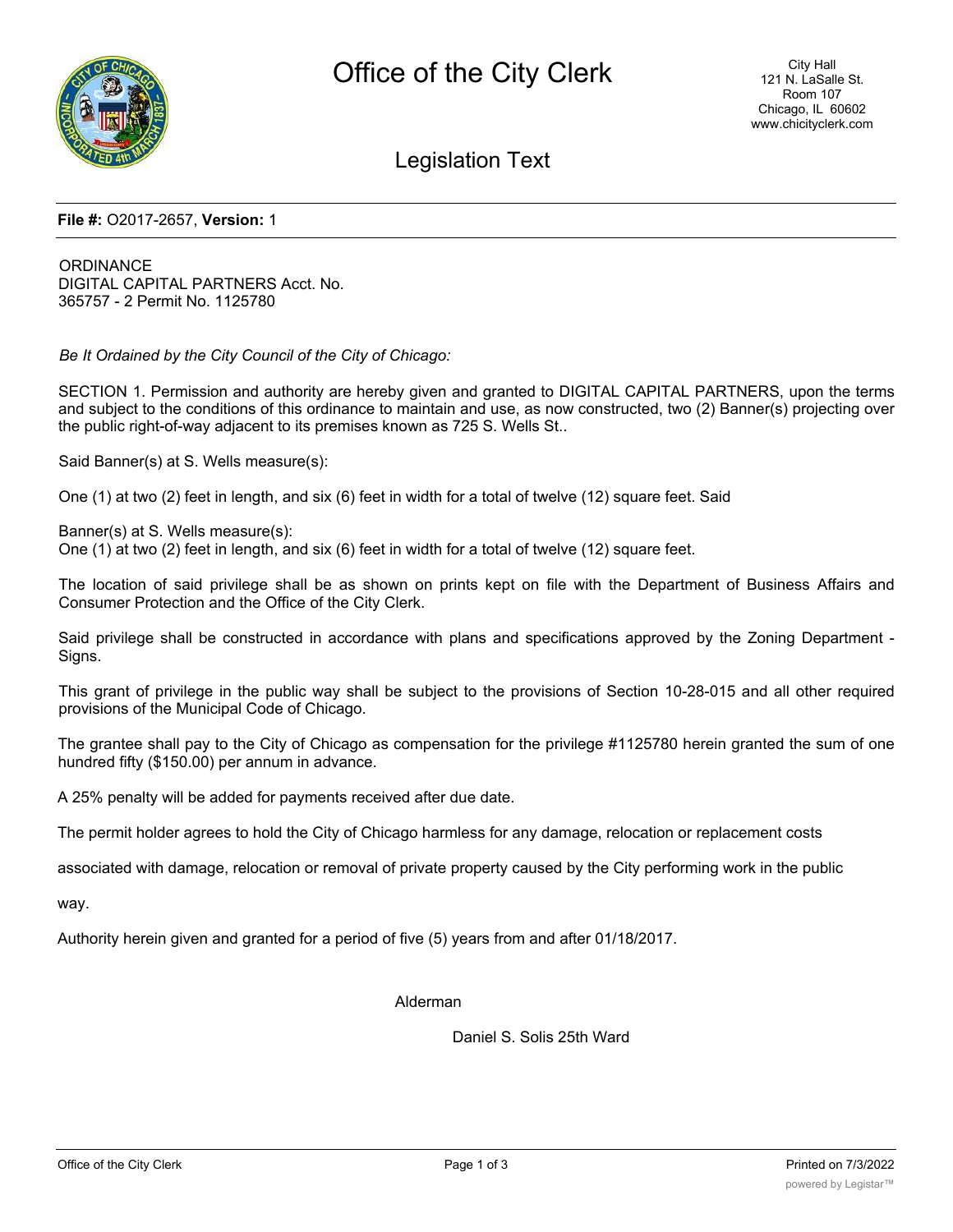# Office of the City Clerk

City Hall
121 N. LaSalle St.
Room 107
Chicago, IL 60602
www.chicityclerk.com

## Legislation Text

**File #:** O2017-2657, **Version:** 1

ORDINANCE
DIGITAL CAPITAL PARTNERS Acct. No.
365757 - 2 Permit No. 1125780

*Be It Ordained by the City Council of the City of Chicago:*

SECTION 1. Permission and authority are hereby given and granted to DIGITAL CAPITAL PARTNERS, upon the terms and subject to the conditions of this ordinance to maintain and use, as now constructed, two (2) Banner(s) projecting over the public right-of-way adjacent to its premises known as 725 S. Wells St..

Said Banner(s) at S. Wells measure(s):

One (1) at two (2) feet in length, and six (6) feet in width for a total of twelve (12) square feet. Said

Banner(s) at S. Wells measure(s):
One (1) at two (2) feet in length, and six (6) feet in width for a total of twelve (12) square feet.

The location of said privilege shall be as shown on prints kept on file with the Department of Business Affairs and Consumer Protection and the Office of the City Clerk.

Said privilege shall be constructed in accordance with plans and specifications approved by the Zoning Department - Signs.

This grant of privilege in the public way shall be subject to the provisions of Section 10-28-015 and all other required provisions of the Municipal Code of Chicago.

The grantee shall pay to the City of Chicago as compensation for the privilege #1125780 herein granted the sum of one hundred fifty ($150.00) per annum in advance.

A 25% penalty will be added for payments received after due date.

The permit holder agrees to hold the City of Chicago harmless for any damage, relocation or replacement costs

associated with damage, relocation or removal of private property caused by the City performing work in the public

way.

Authority herein given and granted for a period of five (5) years from and after 01/18/2017.

Alderman

Daniel S. Solis 25th Ward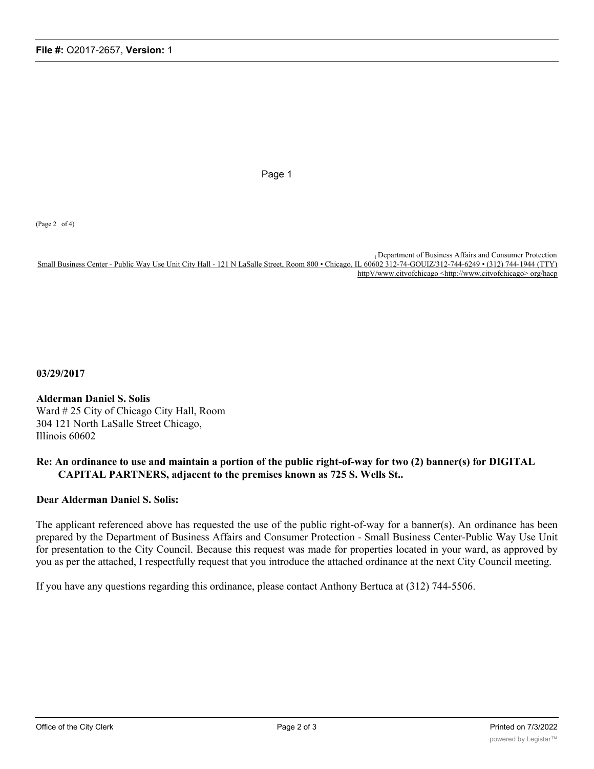Page 1

(Page 2 of 4)

( Department of Business Affairs and Consumer Protection
Small Business Center - Public Way Use Unit City Hall - 121 N LaSalle Street, Room 800 • Chicago, IL 60602 312-74-GOUIZ/312-744-6249 • (312) 744-1944 (TTY)
httpV/www.citvofchicago <http://www.citvofchicago> org/hacp

**03/29/2017**

**Alderman Daniel S. Solis**
Ward # 25 City of Chicago City Hall, Room
304 121 North LaSalle Street Chicago,
Illinois 60602

**Re: An ordinance to use and maintain a portion of the public right-of-way for two (2) banner(s) for DIGITAL CAPITAL PARTNERS, adjacent to the premises known as 725 S. Wells St..**

**Dear Alderman Daniel S. Solis:**

The applicant referenced above has requested the use of the public right-of-way for a banner(s). An ordinance has been prepared by the Department of Business Affairs and Consumer Protection - Small Business Center-Public Way Use Unit for presentation to the City Council. Because this request was made for properties located in your ward, as approved by you as per the attached, I respectfully request that you introduce the attached ordinance at the next City Council meeting.

If you have any questions regarding this ordinance, please contact Anthony Bertuca at (312) 744-5506.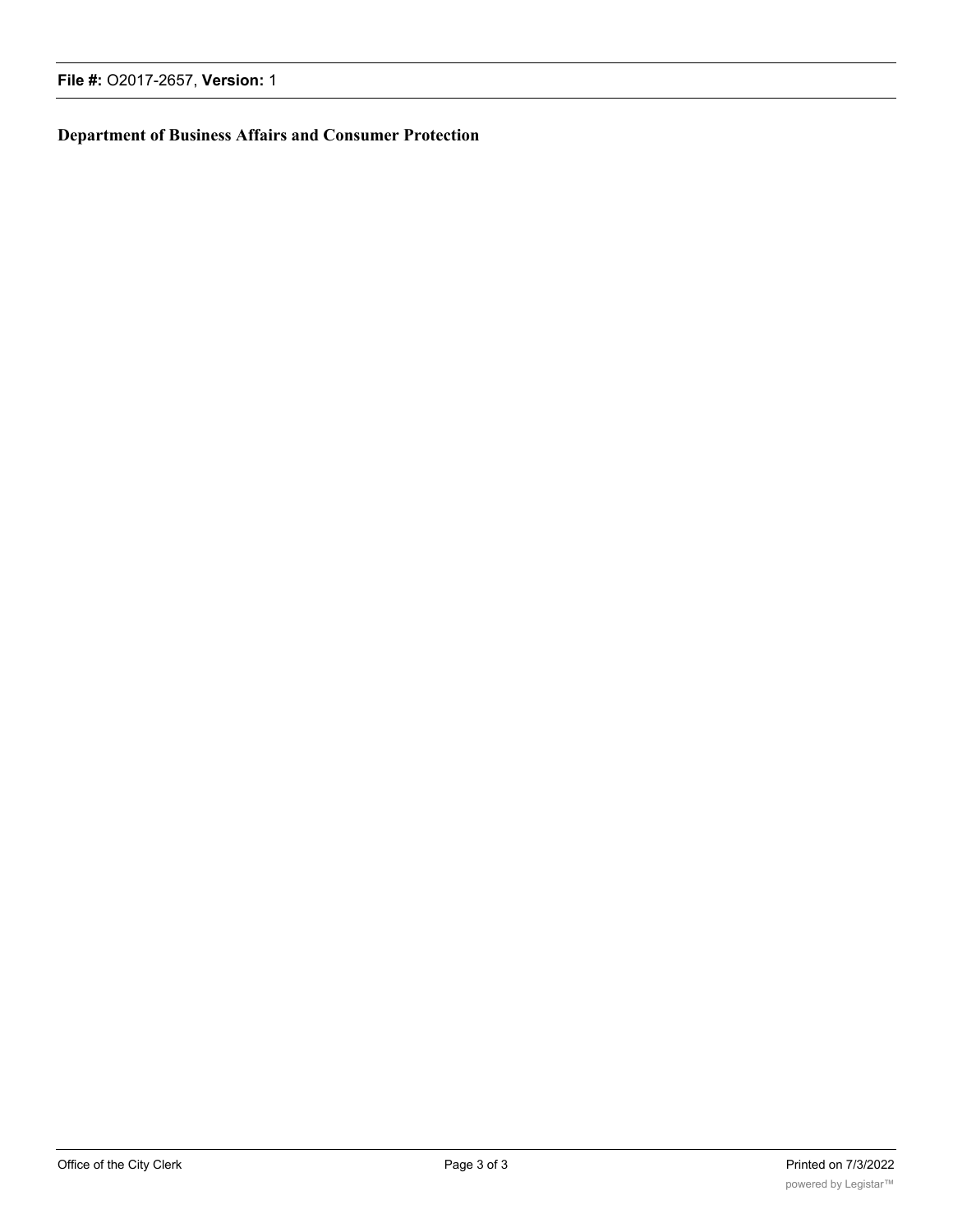**Department of Business Affairs and Consumer Protection**